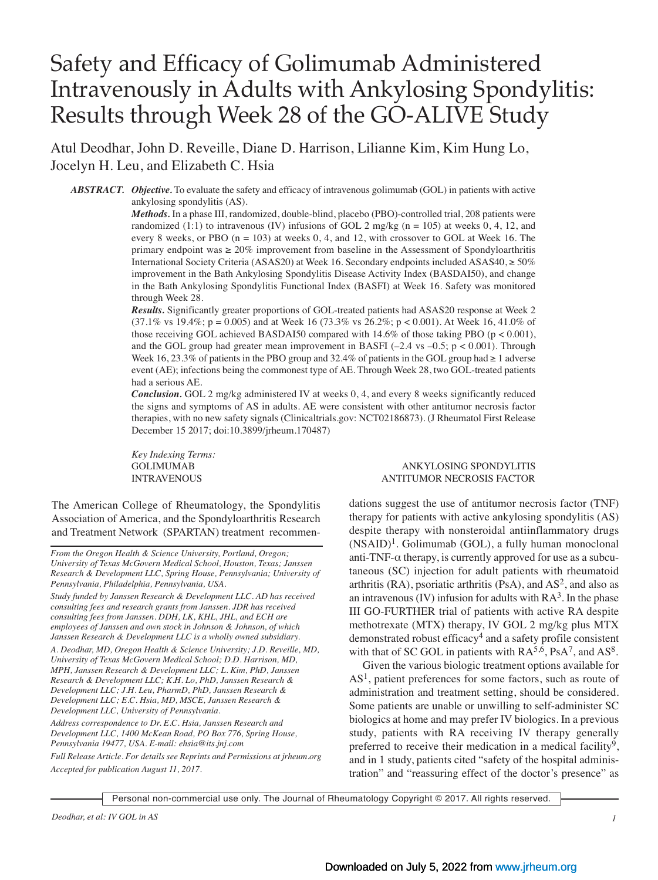# Safety and Efficacy of Golimumab Administered Intravenously in Adults with Ankylosing Spondylitis: Results through Week 28 of the GO-ALIVE Study

Atul Deodhar, John D. Reveille, Diane D. Harrison, Lilianne Kim, Kim Hung Lo, Jocelyn H. Leu, and Elizabeth C. Hsia

***ABSTRACT. Objective.*** To evaluate the safety and efficacy of intravenous golimumab (GOL) in patients with active ankylosing spondylitis (AS).

***Methods.*** In a phase III, randomized, double-blind, placebo (PBO)-controlled trial, 208 patients were randomized (1:1) to intravenous (IV) infusions of GOL 2 mg/kg (n = 105) at weeks 0, 4, 12, and every 8 weeks, or PBO (n = 103) at weeks 0, 4, and 12, with crossover to GOL at Week 16. The primary endpoint was ≥ 20% improvement from baseline in the Assessment of Spondyloarthritis International Society Criteria (ASAS20) at Week 16. Secondary endpoints included ASAS40, ≥ 50% improvement in the Bath Ankylosing Spondylitis Disease Activity Index (BASDAI50), and change in the Bath Ankylosing Spondylitis Functional Index (BASFI) at Week 16. Safety was monitored through Week 28.

***Results.*** Significantly greater proportions of GOL-treated patients had ASAS20 response at Week 2 (37.1% vs 19.4%; p = 0.005) and at Week 16 (73.3% vs 26.2%; p < 0.001). At Week 16, 41.0% of those receiving GOL achieved BASDAI50 compared with 14.6% of those taking PBO (p < 0.001), and the GOL group had greater mean improvement in BASFI (–2.4 vs –0.5; p < 0.001). Through Week 16, 23.3% of patients in the PBO group and 32.4% of patients in the GOL group had ≥ 1 adverse event (AE); infections being the commonest type of AE. Through Week 28, two GOL-treated patients had a serious AE.

***Conclusion.*** GOL 2 mg/kg administered IV at weeks 0, 4, and every 8 weeks significantly reduced the signs and symptoms of AS in adults. AE were consistent with other antitumor necrosis factor therapies, with no new safety signals (Clinicaltrials.gov: NCT02186873). (J Rheumatol First Release December 15 2017; doi:10.3899/jrheum.170487)

*Key Indexing Terms:*
GOLIMUMAB
INTRAVENOUS
ANKYLOSING SPONDYLITIS
ANTITUMOR NECROSIS FACTOR

*From the Oregon Health & Science University, Portland, Oregon; University of Texas McGovern Medical School, Houston, Texas; Janssen Research & Development LLC, Spring House, Pennsylvania; University of Pennsylvania, Philadelphia, Pennsylvania, USA.*

*Study funded by Janssen Research & Development LLC. AD has received consulting fees and research grants from Janssen. JDR has received consulting fees from Janssen. DDH, LK, KHL, JHL, and ECH are employees of Janssen and own stock in Johnson & Johnson, of which Janssen Research & Development LLC is a wholly owned subsidiary.*

*A. Deodhar, MD, Oregon Health & Science University; J.D. Reveille, MD, University of Texas McGovern Medical School; D.D. Harrison, MD, MPH, Janssen Research & Development LLC; L. Kim, PhD, Janssen Research & Development LLC; K.H. Lo, PhD, Janssen Research & Development LLC; J.H. Leu, PharmD, PhD, Janssen Research & Development LLC; E.C. Hsia, MD, MSCE, Janssen Research & Development LLC, University of Pennsylvania.*

*Address correspondence to Dr. E.C. Hsia, Janssen Research and Development LLC, 1400 McKean Road, PO Box 776, Spring House, Pennsylvania 19477, USA. E-mail: ehsia@its.jnj.com*

*Full Release Article. For details see Reprints and Permissions at jrheum.org*

*Accepted for publication August 11, 2017.*

The American College of Rheumatology, the Spondylitis Association of America, and the Spondyloarthritis Research and Treatment Network (SPARTAN) treatment recommendations suggest the use of antitumor necrosis factor (TNF) therapy for patients with active ankylosing spondylitis (AS) despite therapy with nonsteroidal antiinflammatory drugs (NSAID)[1]. Golimumab (GOL), a fully human monoclonal anti-TNF-α therapy, is currently approved for use as a subcutaneous (SC) injection for adult patients with rheumatoid arthritis (RA), psoriatic arthritis (PsA), and AS[2], and also as an intravenous (IV) infusion for adults with RA[3]. In the phase III GO-FURTHER trial of patients with active RA despite methotrexate (MTX) therapy, IV GOL 2 mg/kg plus MTX demonstrated robust efficacy[4] and a safety profile consistent with that of SC GOL in patients with RA[5,6], PsA[7], and AS[8].

Given the various biologic treatment options available for AS[1], patient preferences for some factors, such as route of administration and treatment setting, should be considered. Some patients are unable or unwilling to self-administer SC biologics at home and may prefer IV biologics. In a previous study, patients with RA receiving IV therapy generally preferred to receive their medication in a medical facility[9], and in 1 study, patients cited "safety of the hospital administration" and "reassuring effect of the doctor's presence" as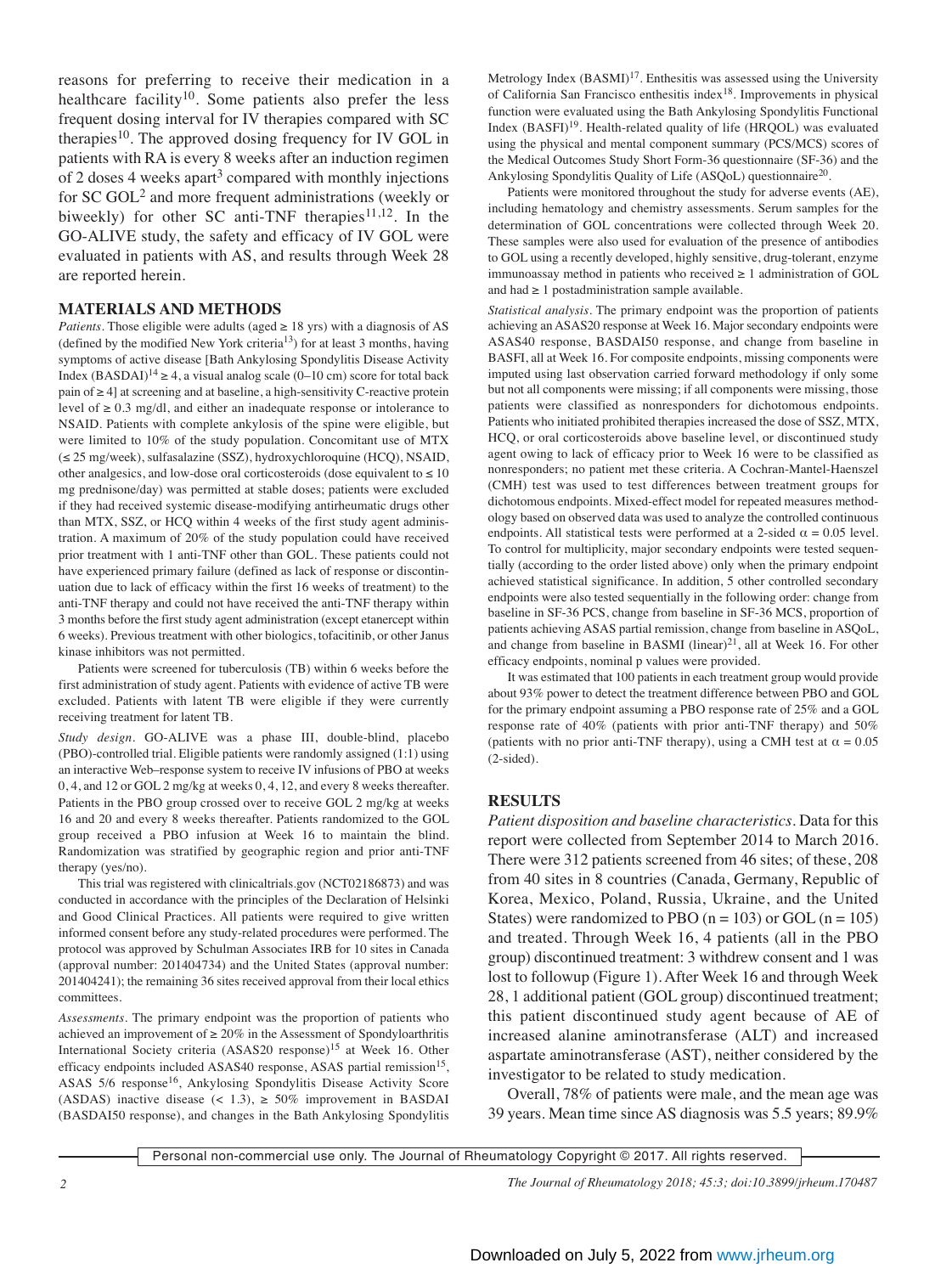reasons for preferring to receive their medication in a healthcare facility[10]. Some patients also prefer the less frequent dosing interval for IV therapies compared with SC therapies[10]. The approved dosing frequency for IV GOL in patients with RA is every 8 weeks after an induction regimen of 2 doses 4 weeks apart[3] compared with monthly injections for SC GOL[2] and more frequent administrations (weekly or biweekly) for other SC anti-TNF therapies[11,12]. In the GO-ALIVE study, the safety and efficacy of IV GOL were evaluated in patients with AS, and results through Week 28 are reported herein.

## MATERIALS AND METHODS

*Patients.* Those eligible were adults (aged ≥ 18 yrs) with a diagnosis of AS (defined by the modified New York criteria[13]) for at least 3 months, having symptoms of active disease [Bath Ankylosing Spondylitis Disease Activity Index (BASDAI)[14] ≥ 4, a visual analog scale (0–10 cm) score for total back pain of ≥ 4] at screening and at baseline, a high-sensitivity C-reactive protein level of ≥ 0.3 mg/dl, and either an inadequate response or intolerance to NSAID. Patients with complete ankylosis of the spine were eligible, but were limited to 10% of the study population. Concomitant use of MTX (≤ 25 mg/week), sulfasalazine (SSZ), hydroxychloroquine (HCQ), NSAID, other analgesics, and low-dose oral corticosteroids (dose equivalent to ≤ 10 mg prednisone/day) was permitted at stable doses; patients were excluded if they had received systemic disease-modifying antirheumatic drugs other than MTX, SSZ, or HCQ within 4 weeks of the first study agent administration. A maximum of 20% of the study population could have received prior treatment with 1 anti-TNF other than GOL. These patients could not have experienced primary failure (defined as lack of response or discontinuation due to lack of efficacy within the first 16 weeks of treatment) to the anti-TNF therapy and could not have received the anti-TNF therapy within 3 months before the first study agent administration (except etanercept within 6 weeks). Previous treatment with other biologics, tofacitinib, or other Janus kinase inhibitors was not permitted.

Patients were screened for tuberculosis (TB) within 6 weeks before the first administration of study agent. Patients with evidence of active TB were excluded. Patients with latent TB were eligible if they were currently receiving treatment for latent TB.

*Study design.* GO-ALIVE was a phase III, double-blind, placebo (PBO)-controlled trial. Eligible patients were randomly assigned (1:1) using an interactive Web–response system to receive IV infusions of PBO at weeks 0, 4, and 12 or GOL 2 mg/kg at weeks 0, 4, 12, and every 8 weeks thereafter. Patients in the PBO group crossed over to receive GOL 2 mg/kg at weeks 16 and 20 and every 8 weeks thereafter. Patients randomized to the GOL group received a PBO infusion at Week 16 to maintain the blind. Randomization was stratified by geographic region and prior anti-TNF therapy (yes/no).

This trial was registered with clinicaltrials.gov (NCT02186873) and was conducted in accordance with the principles of the Declaration of Helsinki and Good Clinical Practices. All patients were required to give written informed consent before any study-related procedures were performed. The protocol was approved by Schulman Associates IRB for 10 sites in Canada (approval number: 201404734) and the United States (approval number: 201404241); the remaining 36 sites received approval from their local ethics committees.

*Assessments.* The primary endpoint was the proportion of patients who achieved an improvement of ≥ 20% in the Assessment of Spondyloarthritis International Society criteria (ASAS20 response)[15] at Week 16. Other efficacy endpoints included ASAS40 response, ASAS partial remission[15], ASAS 5/6 response[16], Ankylosing Spondylitis Disease Activity Score (ASDAS) inactive disease (< 1.3), ≥ 50% improvement in BASDAI (BASDAI50 response), and changes in the Bath Ankylosing Spondylitis Metrology Index (BASMI)[17]. Enthesitis was assessed using the University of California San Francisco enthesitis index[18]. Improvements in physical function were evaluated using the Bath Ankylosing Spondylitis Functional Index (BASFI)[19]. Health-related quality of life (HRQOL) was evaluated using the physical and mental component summary (PCS/MCS) scores of the Medical Outcomes Study Short Form-36 questionnaire (SF-36) and the Ankylosing Spondylitis Quality of Life (ASQoL) questionnaire[20].

Patients were monitored throughout the study for adverse events (AE), including hematology and chemistry assessments. Serum samples for the determination of GOL concentrations were collected through Week 20. These samples were also used for evaluation of the presence of antibodies to GOL using a recently developed, highly sensitive, drug-tolerant, enzyme immunoassay method in patients who received ≥ 1 administration of GOL and had ≥ 1 postadministration sample available.

*Statistical analysis.* The primary endpoint was the proportion of patients achieving an ASAS20 response at Week 16. Major secondary endpoints were ASAS40 response, BASDAI50 response, and change from baseline in BASFI, all at Week 16. For composite endpoints, missing components were imputed using last observation carried forward methodology if only some but not all components were missing; if all components were missing, those patients were classified as nonresponders for dichotomous endpoints. Patients who initiated prohibited therapies increased the dose of SSZ, MTX, HCQ, or oral corticosteroids above baseline level, or discontinued study agent owing to lack of efficacy prior to Week 16 were to be classified as nonresponders; no patient met these criteria. A Cochran-Mantel-Haenszel (CMH) test was used to test differences between treatment groups for dichotomous endpoints. Mixed-effect model for repeated measures methodology based on observed data was used to analyze the controlled continuous endpoints. All statistical tests were performed at a 2-sided $\alpha = 0.05$ level. To control for multiplicity, major secondary endpoints were tested sequentially (according to the order listed above) only when the primary endpoint achieved statistical significance. In addition, 5 other controlled secondary endpoints were also tested sequentially in the following order: change from baseline in SF-36 PCS, change from baseline in SF-36 MCS, proportion of patients achieving ASAS partial remission, change from baseline in ASQoL, and change from baseline in BASMI (linear)[21], all at Week 16. For other efficacy endpoints, nominal p values were provided.

It was estimated that 100 patients in each treatment group would provide about 93% power to detect the treatment difference between PBO and GOL for the primary endpoint assuming a PBO response rate of 25% and a GOL response rate of 40% (patients with prior anti-TNF therapy) and 50% (patients with no prior anti-TNF therapy), using a CMH test at $\alpha = 0.05$ (2-sided).

## RESULTS

*Patient disposition and baseline characteristics.* Data for this report were collected from September 2014 to March 2016. There were 312 patients screened from 46 sites; of these, 208 from 40 sites in 8 countries (Canada, Germany, Republic of Korea, Mexico, Poland, Russia, Ukraine, and the United States) were randomized to PBO (n = 103) or GOL (n = 105) and treated. Through Week 16, 4 patients (all in the PBO group) discontinued treatment: 3 withdrew consent and 1 was lost to followup (Figure 1). After Week 16 and through Week 28, 1 additional patient (GOL group) discontinued treatment; this patient discontinued study agent because of AE of increased alanine aminotransferase (ALT) and increased aspartate aminotransferase (AST), neither considered by the investigator to be related to study medication.

Overall, 78% of patients were male, and the mean age was 39 years. Mean time since AS diagnosis was 5.5 years; 89.9%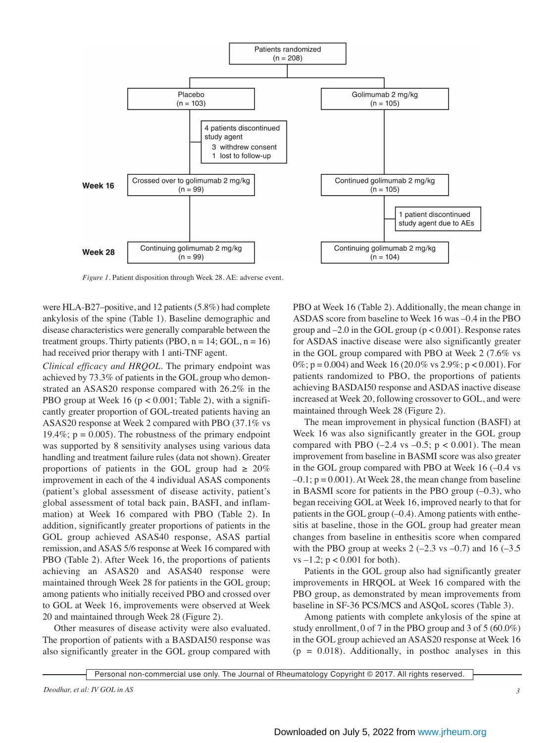Patients randomized (n = 208)

Placebo (n = 103) — 4 patients discontinued study agent: 3 withdrew consent, 1 lost to follow-up

Golimumab 2 mg/kg (n = 105)

Week 16: Crossed over to golimumab 2 mg/kg (n = 99); Continued golimumab 2 mg/kg (n = 105) — 1 patient discontinued study agent due to AEs

Week 28: Continuing golimumab 2 mg/kg (n = 99); Continuing golimumab 2 mg/kg (n = 104)

*Figure 1.* Patient disposition through Week 28. AE: adverse event.

were HLA-B27–positive, and 12 patients (5.8%) had complete ankylosis of the spine (Table 1). Baseline demographic and disease characteristics were generally comparable between the treatment groups. Thirty patients (PBO, n = 14; GOL, n = 16) had received prior therapy with 1 anti-TNF agent.

*Clinical efficacy and HRQOL.* The primary endpoint was achieved by 73.3% of patients in the GOL group who demonstrated an ASAS20 response compared with 26.2% in the PBO group at Week 16 ($p < 0.001$; Table 2), with a significantly greater proportion of GOL-treated patients having an ASAS20 response at Week 2 compared with PBO (37.1% vs 19.4%; $p = 0.005$). The robustness of the primary endpoint was supported by 8 sensitivity analyses using various data handling and treatment failure rules (data not shown). Greater proportions of patients in the GOL group had ≥ 20% improvement in each of the 4 individual ASAS components (patient's global assessment of disease activity, patient's global assessment of total back pain, BASFI, and inflammation) at Week 16 compared with PBO (Table 2). In addition, significantly greater proportions of patients in the GOL group achieved ASAS40 response, ASAS partial remission, and ASAS 5/6 response at Week 16 compared with PBO (Table 2). After Week 16, the proportions of patients achieving an ASAS20 and ASAS40 response were maintained through Week 28 for patients in the GOL group; among patients who initially received PBO and crossed over to GOL at Week 16, improvements were observed at Week 20 and maintained through Week 28 (Figure 2).

Other measures of disease activity were also evaluated. The proportion of patients with a BASDAI50 response was also significantly greater in the GOL group compared with PBO at Week 16 (Table 2). Additionally, the mean change in ASDAS score from baseline to Week 16 was –0.4 in the PBO group and –2.0 in the GOL group ($p < 0.001$). Response rates for ASDAS inactive disease were also significantly greater in the GOL group compared with PBO at Week 2 (7.6% vs 0%; $p = 0.004$) and Week 16 (20.0% vs 2.9%; $p < 0.001$). For patients randomized to PBO, the proportions of patients achieving BASDAI50 response and ASDAS inactive disease increased at Week 20, following crossover to GOL, and were maintained through Week 28 (Figure 2).

The mean improvement in physical function (BASFI) at Week 16 was also significantly greater in the GOL group compared with PBO (–2.4 vs –0.5; $p < 0.001$). The mean improvement from baseline in BASMI score was also greater in the GOL group compared with PBO at Week 16 (–0.4 vs –0.1; $p = 0.001$). At Week 28, the mean change from baseline in BASMI score for patients in the PBO group (–0.3), who began receiving GOL at Week 16, improved nearly to that for patients in the GOL group (–0.4). Among patients with enthesitis at baseline, those in the GOL group had greater mean changes from baseline in enthesitis score when compared with the PBO group at weeks 2 (–2.3 vs –0.7) and 16 (–3.5 vs –1.2; $p < 0.001$ for both).

Patients in the GOL group also had significantly greater improvements in HRQOL at Week 16 compared with the PBO group, as demonstrated by mean improvements from baseline in SF-36 PCS/MCS and ASQoL scores (Table 3).

Among patients with complete ankylosis of the spine at study enrollment, 0 of 7 in the PBO group and 3 of 5 (60.0%) in the GOL group achieved an ASAS20 response at Week 16 ($p = 0.018$). Additionally, in posthoc analyses in this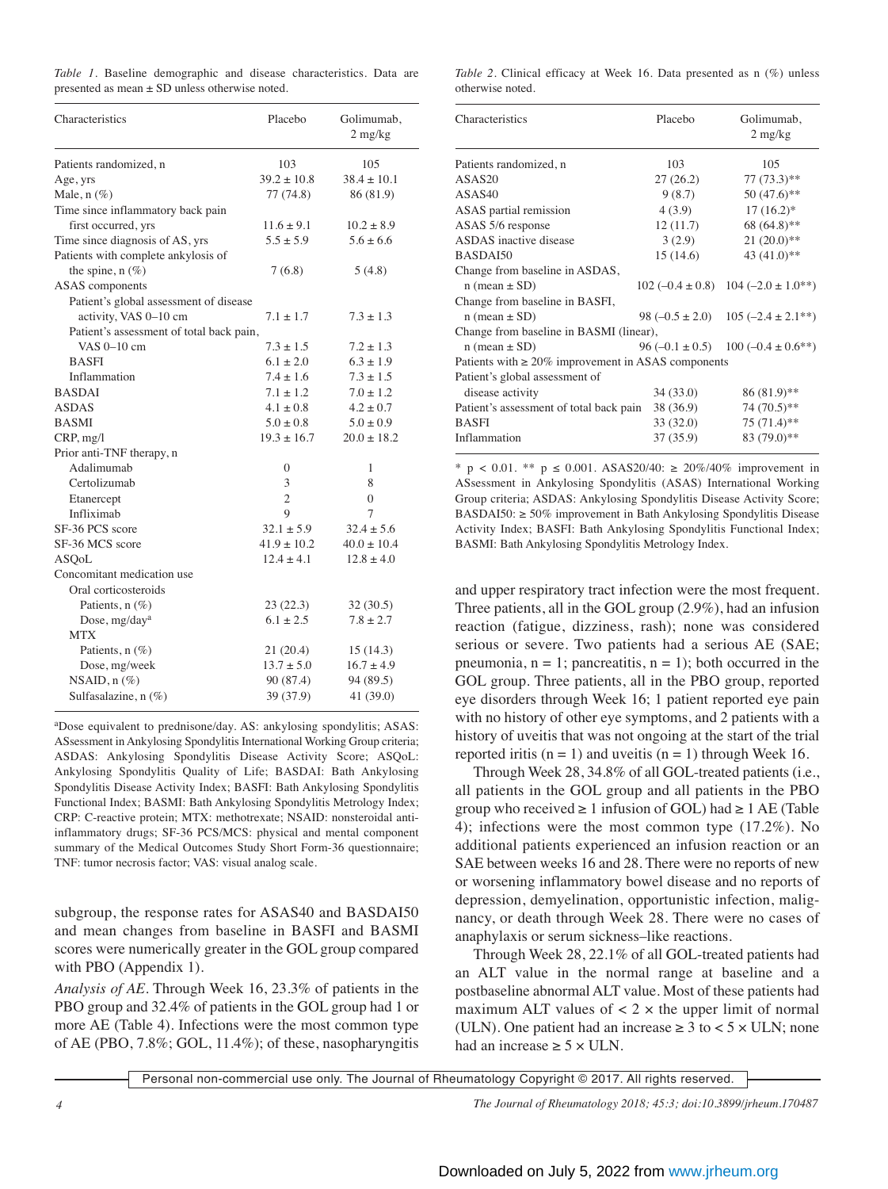*Table 1*. Baseline demographic and disease characteristics. Data are presented as mean ± SD unless otherwise noted.

| Characteristics | Placebo | Golimumab, 2 mg/kg |
|---|---|---|
| Patients randomized, n | 103 | 105 |
| Age, yrs | 39.2 ± 10.8 | 38.4 ± 10.1 |
| Male, n (%) | 77 (74.8) | 86 (81.9) |
| Time since inflammatory back pain first occurred, yrs | 11.6 ± 9.1 | 10.2 ± 8.9 |
| Time since diagnosis of AS, yrs | 5.5 ± 5.9 | 5.6 ± 6.6 |
| Patients with complete ankylosis of the spine, n (%) | 7 (6.8) | 5 (4.8) |
| ASAS components | | |
| Patient's global assessment of disease activity, VAS 0–10 cm | 7.1 ± 1.7 | 7.3 ± 1.3 |
| Patient's assessment of total back pain, VAS 0–10 cm | 7.3 ± 1.5 | 7.2 ± 1.3 |
| BASFI | 6.1 ± 2.0 | 6.3 ± 1.9 |
| Inflammation | 7.4 ± 1.6 | 7.3 ± 1.5 |
| BASDAI | 7.1 ± 1.2 | 7.0 ± 1.2 |
| ASDAS | 4.1 ± 0.8 | 4.2 ± 0.7 |
| BASMI | 5.0 ± 0.8 | 5.0 ± 0.9 |
| CRP, mg/l | 19.3 ± 16.7 | 20.0 ± 18.2 |
| Prior anti-TNF therapy, n | | |
| Adalimumab | 0 | 1 |
| Certolizumab | 3 | 8 |
| Etanercept | 2 | 0 |
| Infliximab | 9 | 7 |
| SF-36 PCS score | 32.1 ± 5.9 | 32.4 ± 5.6 |
| SF-36 MCS score | 41.9 ± 10.2 | 40.0 ± 10.4 |
| ASQoL | 12.4 ± 4.1 | 12.8 ± 4.0 |
| Concomitant medication use | | |
| Oral corticosteroids | | |
| Patients, n (%) | 23 (22.3) | 32 (30.5) |
| Dose, mg/day[a] | 6.1 ± 2.5 | 7.8 ± 2.7 |
| MTX | | |
| Patients, n (%) | 21 (20.4) | 15 (14.3) |
| Dose, mg/week | 13.7 ± 5.0 | 16.7 ± 4.9 |
| NSAID, n (%) | 90 (87.4) | 94 (89.5) |
| Sulfasalazine, n (%) | 39 (37.9) | 41 (39.0) |

[a]Dose equivalent to prednisone/day. AS: ankylosing spondylitis; ASAS: ASsessment in Ankylosing Spondylitis International Working Group criteria; ASDAS: Ankylosing Spondylitis Disease Activity Score; ASQoL: Ankylosing Spondylitis Quality of Life; BASDAI: Bath Ankylosing Spondylitis Disease Activity Index; BASFI: Bath Ankylosing Spondylitis Functional Index; BASMI: Bath Ankylosing Spondylitis Metrology Index; CRP: C-reactive protein; MTX: methotrexate; NSAID: nonsteroidal anti-inflammatory drugs; SF-36 PCS/MCS: physical and mental component summary of the Medical Outcomes Study Short Form-36 questionnaire; TNF: tumor necrosis factor; VAS: visual analog scale.

subgroup, the response rates for ASAS40 and BASDAI50 and mean changes from baseline in BASFI and BASMI scores were numerically greater in the GOL group compared with PBO (Appendix 1).

*Analysis of AE*. Through Week 16, 23.3% of patients in the PBO group and 32.4% of patients in the GOL group had 1 or more AE (Table 4). Infections were the most common type of AE (PBO, 7.8%; GOL, 11.4%); of these, nasopharyngitis and upper respiratory tract infection were the most frequent. Three patients, all in the GOL group (2.9%), had an infusion reaction (fatigue, dizziness, rash); none was considered serious or severe. Two patients had a serious AE (SAE; pneumonia, n = 1; pancreatitis, n = 1); both occurred in the GOL group. Three patients, all in the PBO group, reported eye disorders through Week 16; 1 patient reported eye pain with no history of other eye symptoms, and 2 patients with a history of uveitis that was not ongoing at the start of the trial reported iritis (n = 1) and uveitis (n = 1) through Week 16.

Through Week 28, 34.8% of all GOL-treated patients (i.e., all patients in the GOL group and all patients in the PBO group who received ≥ 1 infusion of GOL) had ≥ 1 AE (Table 4); infections were the most common type (17.2%). No additional patients experienced an infusion reaction or an SAE between weeks 16 and 28. There were no reports of new or worsening inflammatory bowel disease and no reports of depression, demyelination, opportunistic infection, malignancy, or death through Week 28. There were no cases of anaphylaxis or serum sickness–like reactions.

Through Week 28, 22.1% of all GOL-treated patients had an ALT value in the normal range at baseline and a postbaseline abnormal ALT value. Most of these patients had maximum ALT values of < 2 × the upper limit of normal (ULN). One patient had an increase ≥ 3 to < 5 × ULN; none had an increase ≥ 5 × ULN.

*Table 2*. Clinical efficacy at Week 16. Data presented as n (%) unless otherwise noted.

| Characteristics | Placebo | Golimumab, 2 mg/kg |
|---|---|---|
| Patients randomized, n | 103 | 105 |
| ASAS20 | 27 (26.2) | 77 (73.3)** |
| ASAS40 | 9 (8.7) | 50 (47.6)** |
| ASAS partial remission | 4 (3.9) | 17 (16.2)* |
| ASAS 5/6 response | 12 (11.7) | 68 (64.8)** |
| ASDAS inactive disease | 3 (2.9) | 21 (20.0)** |
| BASDAI50 | 15 (14.6) | 43 (41.0)** |
| Change from baseline in ASDAS, n (mean ± SD) | 102 (–0.4 ± 0.8) | 104 (–2.0 ± 1.0**) |
| Change from baseline in BASFI, n (mean ± SD) | 98 (–0.5 ± 2.0) | 105 (–2.4 ± 2.1**) |
| Change from baseline in BASMI (linear), n (mean ± SD) | 96 (–0.1 ± 0.5) | 100 (–0.4 ± 0.6**) |
| Patients with ≥ 20% improvement in ASAS components | | |
| Patient's global assessment of disease activity | 34 (33.0) | 86 (81.9)** |
| Patient's assessment of total back pain | 38 (36.9) | 74 (70.5)** |
| BASFI | 33 (32.0) | 75 (71.4)** |
| Inflammation | 37 (35.9) | 83 (79.0)** |

* p < 0.01. ** p ≤ 0.001. ASAS20/40: ≥ 20%/40% improvement in ASsessment in Ankylosing Spondylitis (ASAS) International Working Group criteria; ASDAS: Ankylosing Spondylitis Disease Activity Score; BASDAI50: ≥ 50% improvement in Bath Ankylosing Spondylitis Disease Activity Index; BASFI: Bath Ankylosing Spondylitis Functional Index; BASMI: Bath Ankylosing Spondylitis Metrology Index.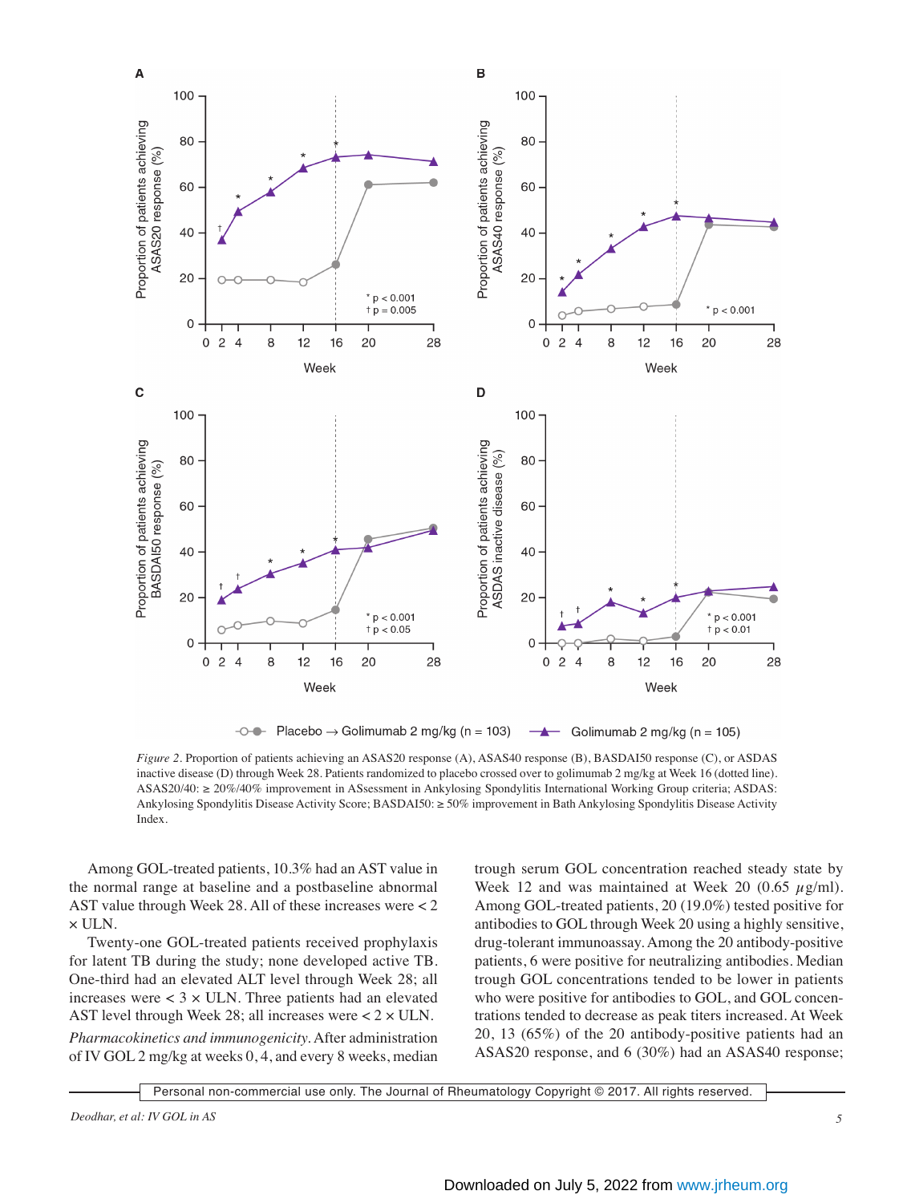*Figure 2*. Proportion of patients achieving an ASAS20 response (A), ASAS40 response (B), BASDAI50 response (C), or ASDAS inactive disease (D) through Week 28. Patients randomized to placebo crossed over to golimumab 2 mg/kg at Week 16 (dotted line). ASAS20/40: ≥ 20%/40% improvement in ASsessment in Ankylosing Spondylitis International Working Group criteria; ASDAS: Ankylosing Spondylitis Disease Activity Score; BASDAI50: ≥ 50% improvement in Bath Ankylosing Spondylitis Disease Activity Index.

Among GOL-treated patients, 10.3% had an AST value in the normal range at baseline and a postbaseline abnormal AST value through Week 28. All of these increases were < 2 × ULN.

Twenty-one GOL-treated patients received prophylaxis for latent TB during the study; none developed active TB. One-third had an elevated ALT level through Week 28; all increases were < 3 × ULN. Three patients had an elevated AST level through Week 28; all increases were < 2 × ULN.

*Pharmacokinetics and immunogenicity*. After administration of IV GOL 2 mg/kg at weeks 0, 4, and every 8 weeks, median trough serum GOL concentration reached steady state by Week 12 and was maintained at Week 20 (0.65 $\mu$g/ml). Among GOL-treated patients, 20 (19.0%) tested positive for antibodies to GOL through Week 20 using a highly sensitive, drug-tolerant immunoassay. Among the 20 antibody-positive patients, 6 were positive for neutralizing antibodies. Median trough GOL concentrations tended to be lower in patients who were positive for antibodies to GOL, and GOL concentrations tended to decrease as peak titers increased. At Week 20, 13 (65%) of the 20 antibody-positive patients had an ASAS20 response, and 6 (30%) had an ASAS40 response;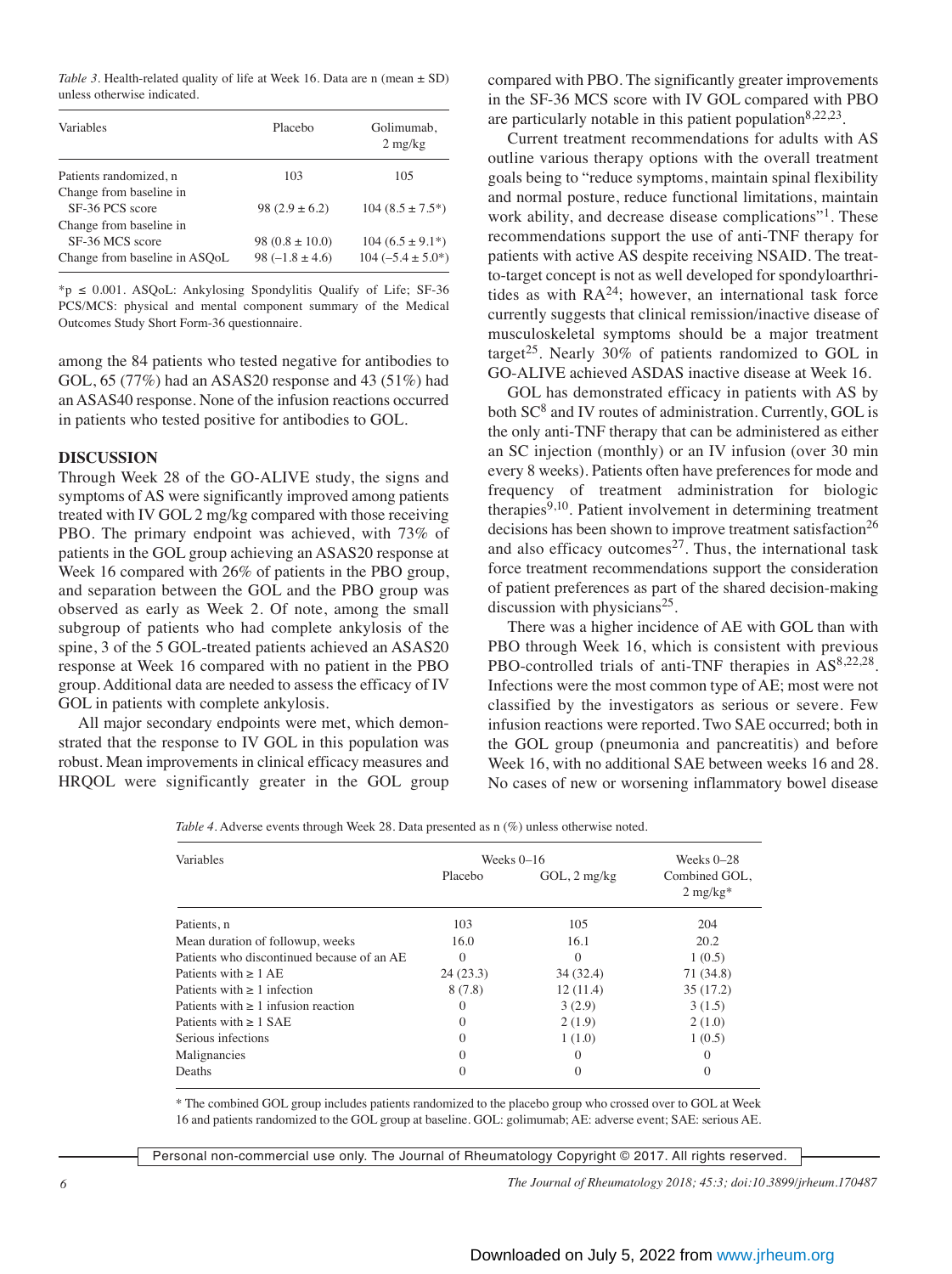*Table 3*. Health-related quality of life at Week 16. Data are n (mean ± SD) unless otherwise indicated.

| Variables | Placebo | Golimumab, 2 mg/kg |
|---|---|---|
| Patients randomized, n | 103 | 105 |
| Change from baseline in SF-36 PCS score | 98 (2.9 ± 6.2) | 104 (8.5 ± 7.5*) |
| Change from baseline in SF-36 MCS score | 98 (0.8 ± 10.0) | 104 (6.5 ± 9.1*) |
| Change from baseline in ASQoL | 98 (–1.8 ± 4.6) | 104 (–5.4 ± 5.0*) |

*p ≤ 0.001. ASQoL: Ankylosing Spondylitis Qualify of Life; SF-36 PCS/MCS: physical and mental component summary of the Medical Outcomes Study Short Form-36 questionnaire.

among the 84 patients who tested negative for antibodies to GOL, 65 (77%) had an ASAS20 response and 43 (51%) had an ASAS40 response. None of the infusion reactions occurred in patients who tested positive for antibodies to GOL.

## DISCUSSION

Through Week 28 of the GO-ALIVE study, the signs and symptoms of AS were significantly improved among patients treated with IV GOL 2 mg/kg compared with those receiving PBO. The primary endpoint was achieved, with 73% of patients in the GOL group achieving an ASAS20 response at Week 16 compared with 26% of patients in the PBO group, and separation between the GOL and the PBO group was observed as early as Week 2. Of note, among the small subgroup of patients who had complete ankylosis of the spine, 3 of the 5 GOL-treated patients achieved an ASAS20 response at Week 16 compared with no patient in the PBO group. Additional data are needed to assess the efficacy of IV GOL in patients with complete ankylosis.

All major secondary endpoints were met, which demonstrated that the response to IV GOL in this population was robust. Mean improvements in clinical efficacy measures and HRQOL were significantly greater in the GOL group compared with PBO. The significantly greater improvements in the SF-36 MCS score with IV GOL compared with PBO are particularly notable in this patient population[8,22,23].

Current treatment recommendations for adults with AS outline various therapy options with the overall treatment goals being to "reduce symptoms, maintain spinal flexibility and normal posture, reduce functional limitations, maintain work ability, and decrease disease complications"[1]. These recommendations support the use of anti-TNF therapy for patients with active AS despite receiving NSAID. The treat-to-target concept is not as well developed for spondyloarthritides as with RA[24]; however, an international task force currently suggests that clinical remission/inactive disease of musculoskeletal symptoms should be a major treatment target[25]. Nearly 30% of patients randomized to GOL in GO-ALIVE achieved ASDAS inactive disease at Week 16.

GOL has demonstrated efficacy in patients with AS by both SC[8] and IV routes of administration. Currently, GOL is the only anti-TNF therapy that can be administered as either an SC injection (monthly) or an IV infusion (over 30 min every 8 weeks). Patients often have preferences for mode and frequency of treatment administration for biologic therapies[9,10]. Patient involvement in determining treatment decisions has been shown to improve treatment satisfaction[26] and also efficacy outcomes[27]. Thus, the international task force treatment recommendations support the consideration of patient preferences as part of the shared decision-making discussion with physicians[25].

There was a higher incidence of AE with GOL than with PBO through Week 16, which is consistent with previous PBO-controlled trials of anti-TNF therapies in AS[8,22,28]. Infections were the most common type of AE; most were not classified by the investigators as serious or severe. Few infusion reactions were reported. Two SAE occurred; both in the GOL group (pneumonia and pancreatitis) and before Week 16, with no additional SAE between weeks 16 and 28. No cases of new or worsening inflammatory bowel disease

*Table 4*. Adverse events through Week 28. Data presented as n (%) unless otherwise noted.

| Variables | Weeks 0–16 | | Weeks 0–28 |
|---|---|---|---|
| | Placebo | GOL, 2 mg/kg | Combined GOL, 2 mg/kg* |
| Patients, n | 103 | 105 | 204 |
| Mean duration of followup, weeks | 16.0 | 16.1 | 20.2 |
| Patients who discontinued because of an AE | 0 | 0 | 1 (0.5) |
| Patients with ≥ 1 AE | 24 (23.3) | 34 (32.4) | 71 (34.8) |
| Patients with ≥ 1 infection | 8 (7.8) | 12 (11.4) | 35 (17.2) |
| Patients with ≥ 1 infusion reaction | 0 | 3 (2.9) | 3 (1.5) |
| Patients with ≥ 1 SAE | 0 | 2 (1.9) | 2 (1.0) |
| Serious infections | 0 | 1 (1.0) | 1 (0.5) |
| Malignancies | 0 | 0 | 0 |
| Deaths | 0 | 0 | 0 |

* The combined GOL group includes patients randomized to the placebo group who crossed over to GOL at Week 16 and patients randomized to the GOL group at baseline. GOL: golimumab; AE: adverse event; SAE: serious AE.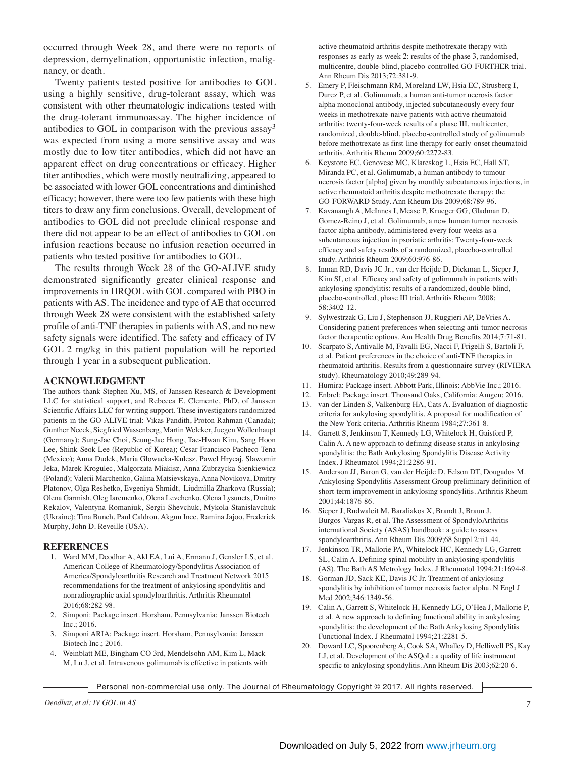occurred through Week 28, and there were no reports of depression, demyelination, opportunistic infection, malignancy, or death.

Twenty patients tested positive for antibodies to GOL using a highly sensitive, drug-tolerant assay, which was consistent with other rheumatologic indications tested with the drug-tolerant immunoassay. The higher incidence of antibodies to GOL in comparison with the previous assay[3] was expected from using a more sensitive assay and was mostly due to low titer antibodies, which did not have an apparent effect on drug concentrations or efficacy. Higher titer antibodies, which were mostly neutralizing, appeared to be associated with lower GOL concentrations and diminished efficacy; however, there were too few patients with these high titers to draw any firm conclusions. Overall, development of antibodies to GOL did not preclude clinical response and there did not appear to be an effect of antibodies to GOL on infusion reactions because no infusion reaction occurred in patients who tested positive for antibodies to GOL.

The results through Week 28 of the GO-ALIVE study demonstrated significantly greater clinical response and improvements in HRQOL with GOL compared with PBO in patients with AS. The incidence and type of AE that occurred through Week 28 were consistent with the established safety profile of anti-TNF therapies in patients with AS, and no new safety signals were identified. The safety and efficacy of IV GOL 2 mg/kg in this patient population will be reported through 1 year in a subsequent publication.

## ACKNOWLEDGMENT

The authors thank Stephen Xu, MS, of Janssen Research & Development LLC for statistical support, and Rebecca E. Clemente, PhD, of Janssen Scientific Affairs LLC for writing support. These investigators randomized patients in the GO-ALIVE trial: Vikas Pandith, Proton Rahman (Canada); Gunther Neeck, Siegfried Wassenberg, Martin Welcker, Juegen Wollenhaupt (Germany); Sung-Jae Choi, Seung-Jae Hong, Tae-Hwan Kim, Sang Hoon Lee, Shink-Seok Lee (Republic of Korea); Cesar Francisco Pacheco Tena (Mexico); Anna Dudek, Maria Glowacka-Kulesz, Pawel Hrycaj, Slawomir Jeka, Marek Krogulec, Malgorzata Miakisz, Anna Zubrzycka-Sienkiewicz (Poland); Valerii Marchenko, Galina Matsievskaya, Anna Novikova, Dmitry Platonov, Olga Reshetko, Evgeniya Shmidt, Liudmilla Zharkova (Russia); Olena Garmish, Oleg Iaremenko, Olena Levchenko, Olena Lysunets, Dmitro Rekalov, Valentyna Romaniuk, Sergii Shevchuk, Mykola Stanislavchuk (Ukraine); Tina Bunch, Paul Caldron, Akgun Ince, Ramina Jajoo, Frederick Murphy, John D. Reveille (USA).

## REFERENCES

1. Ward MM, Deodhar A, Akl EA, Lui A, Ermann J, Gensler LS, et al. American College of Rheumatology/Spondylitis Association of America/Spondyloarthritis Research and Treatment Network 2015 recommendations for the treatment of ankylosing spondylitis and nonradiographic axial spondyloarthritis. Arthritis Rheumatol 2016;68:282-98.
2. Simponi: Package insert. Horsham, Pennsylvania: Janssen Biotech Inc.; 2016.
3. Simponi ARIA: Package insert. Horsham, Pennsylvania: Janssen Biotech Inc.; 2016.
4. Weinblatt ME, Bingham CO 3rd, Mendelsohn AM, Kim L, Mack M, Lu J, et al. Intravenous golimumab is effective in patients with active rheumatoid arthritis despite methotrexate therapy with responses as early as week 2: results of the phase 3, randomised, multicentre, double-blind, placebo-controlled GO-FURTHER trial. Ann Rheum Dis 2013;72:381-9.
5. Emery P, Fleischmann RM, Moreland LW, Hsia EC, Strusberg I, Durez P, et al. Golimumab, a human anti-tumor necrosis factor alpha monoclonal antibody, injected subcutaneously every four weeks in methotrexate-naive patients with active rheumatoid arthritis: twenty-four-week results of a phase III, multicenter, randomized, double-blind, placebo-controlled study of golimumab before methotrexate as first-line therapy for early-onset rheumatoid arthritis. Arthritis Rheum 2009;60:2272-83.
6. Keystone EC, Genovese MC, Klareskog L, Hsia EC, Hall ST, Miranda PC, et al. Golimumab, a human antibody to tumour necrosis factor [alpha] given by monthly subcutaneous injections, in active rheumatoid arthritis despite methotrexate therapy: the GO-FORWARD Study. Ann Rheum Dis 2009;68:789-96.
7. Kavanaugh A, McInnes I, Mease P, Krueger GG, Gladman D, Gomez-Reino J, et al. Golimumab, a new human tumor necrosis factor alpha antibody, administered every four weeks as a subcutaneous injection in psoriatic arthritis: Twenty-four-week efficacy and safety results of a randomized, placebo-controlled study. Arthritis Rheum 2009;60:976-86.
8. Inman RD, Davis JC Jr., van der Heijde D, Diekman L, Sieper J, Kim SI, et al. Efficacy and safety of golimumab in patients with ankylosing spondylitis: results of a randomized, double-blind, placebo-controlled, phase III trial. Arthritis Rheum 2008; 58:3402-12.
9. Sylwestrzak G, Liu J, Stephenson JJ, Ruggieri AP, DeVries A. Considering patient preferences when selecting anti-tumor necrosis factor therapeutic options. Am Health Drug Benefits 2014;7:71-81.
10. Scarpato S, Antivalle M, Favalli EG, Nacci F, Frigelli S, Bartoli F, et al. Patient preferences in the choice of anti-TNF therapies in rheumatoid arthritis. Results from a questionnaire survey (RIVIERA study). Rheumatology 2010;49:289-94.
11. Humira: Package insert. Abbott Park, Illinois: AbbVie Inc.; 2016.
12. Enbrel: Package insert. Thousand Oaks, California: Amgen; 2016.
13. van der Linden S, Valkenburg HA, Cats A. Evaluation of diagnostic criteria for ankylosing spondylitis. A proposal for modification of the New York criteria. Arthritis Rheum 1984;27:361-8.
14. Garrett S, Jenkinson T, Kennedy LG, Whitelock H, Gaisford P, Calin A. A new approach to defining disease status in ankylosing spondylitis: the Bath Ankylosing Spondylitis Disease Activity Index. J Rheumatol 1994;21:2286-91.
15. Anderson JJ, Baron G, van der Heijde D, Felson DT, Dougados M. Ankylosing Spondylitis Assessment Group preliminary definition of short-term improvement in ankylosing spondylitis. Arthritis Rheum 2001;44:1876-86.
16. Sieper J, Rudwaleit M, Baraliakos X, Brandt J, Braun J, Burgos-Vargas R, et al. The Assessment of SpondyloArthritis international Society (ASAS) handbook: a guide to assess spondyloarthritis. Ann Rheum Dis 2009;68 Suppl 2:ii1-44.
17. Jenkinson TR, Mallorie PA, Whitelock HC, Kennedy LG, Garrett SL, Calin A. Defining spinal mobility in ankylosing spondylitis (AS). The Bath AS Metrology Index. J Rheumatol 1994;21:1694-8.
18. Gorman JD, Sack KE, Davis JC Jr. Treatment of ankylosing spondylitis by inhibition of tumor necrosis factor alpha. N Engl J Med 2002;346:1349-56.
19. Calin A, Garrett S, Whitelock H, Kennedy LG, O'Hea J, Mallorie P, et al. A new approach to defining functional ability in ankylosing spondylitis: the development of the Bath Ankylosing Spondylitis Functional Index. J Rheumatol 1994;21:2281-5.
20. Doward LC, Spoorenberg A, Cook SA, Whalley D, Helliwell PS, Kay LJ, et al. Development of the ASQoL: a quality of life instrument specific to ankylosing spondylitis. Ann Rheum Dis 2003;62:20-6.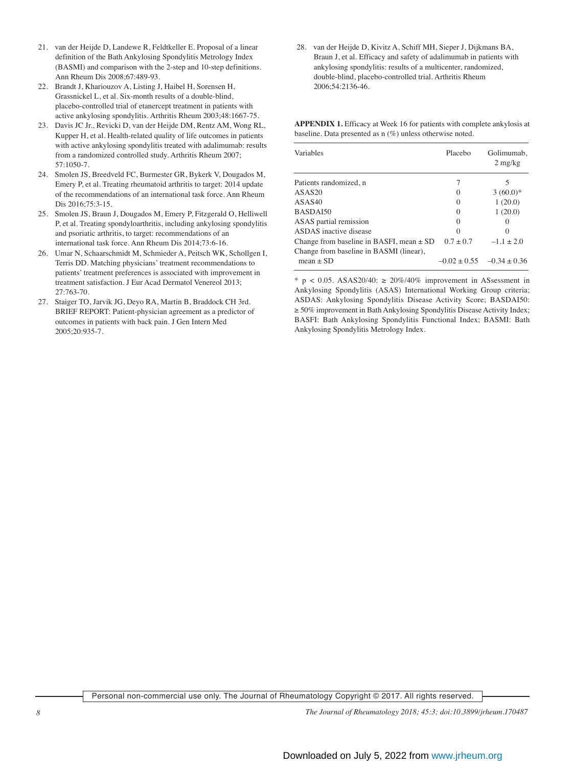21. van der Heijde D, Landewe R, Feldtkeller E. Proposal of a linear definition of the Bath Ankylosing Spondylitis Metrology Index (BASMI) and comparison with the 2-step and 10-step definitions. Ann Rheum Dis 2008;67:489-93.
22. Brandt J, Khariouzov A, Listing J, Haibel H, Sorensen H, Grassnickel L, et al. Six-month results of a double-blind, placebo-controlled trial of etanercept treatment in patients with active ankylosing spondylitis. Arthritis Rheum 2003;48:1667-75.
23. Davis JC Jr., Revicki D, van der Heijde DM, Rentz AM, Wong RL, Kupper H, et al. Health-related quality of life outcomes in patients with active ankylosing spondylitis treated with adalimumab: results from a randomized controlled study. Arthritis Rheum 2007; 57:1050-7.
24. Smolen JS, Breedveld FC, Burmester GR, Bykerk V, Dougados M, Emery P, et al. Treating rheumatoid arthritis to target: 2014 update of the recommendations of an international task force. Ann Rheum Dis 2016;75:3-15.
25. Smolen JS, Braun J, Dougados M, Emery P, Fitzgerald O, Helliwell P, et al. Treating spondyloarthritis, including ankylosing spondylitis and psoriatic arthritis, to target: recommendations of an international task force. Ann Rheum Dis 2014;73:6-16.
26. Umar N, Schaarschmidt M, Schmieder A, Peitsch WK, Schollgen I, Terris DD. Matching physicians' treatment recommendations to patients' treatment preferences is associated with improvement in treatment satisfaction. J Eur Acad Dermatol Venereol 2013; 27:763-70.
27. Staiger TO, Jarvik JG, Deyo RA, Martin B, Braddock CH 3rd. BRIEF REPORT: Patient-physician agreement as a predictor of outcomes in patients with back pain. J Gen Intern Med 2005;20:935-7.
28. van der Heijde D, Kivitz A, Schiff MH, Sieper J, Dijkmans BA, Braun J, et al. Efficacy and safety of adalimumab in patients with ankylosing spondylitis: results of a multicenter, randomized, double-blind, placebo-controlled trial. Arthritis Rheum 2006;54:2136-46.

**APPENDIX 1.** Efficacy at Week 16 for patients with complete ankylosis at baseline. Data presented as n (%) unless otherwise noted.

| Variables | Placebo | Golimumab, 2 mg/kg |
|---|---|---|
| Patients randomized, n | 7 | 5 |
| ASAS20 | 0 | 3 (60.0)* |
| ASAS40 | 0 | 1 (20.0) |
| BASDAI50 | 0 | 1 (20.0) |
| ASAS partial remission | 0 | 0 |
| ASDAS inactive disease | 0 | 0 |
| Change from baseline in BASFI, mean ± SD | 0.7 ± 0.7 | –1.1 ± 2.0 |
| Change from baseline in BASMI (linear), mean ± SD | –0.02 ± 0.55 | –0.34 ± 0.36 |

* $p < 0.05$. ASAS20/40: ≥ 20%/40% improvement in ASsessment in Ankylosing Spondylitis (ASAS) International Working Group criteria; ASDAS: Ankylosing Spondylitis Disease Activity Score; BASDAI50: ≥ 50% improvement in Bath Ankylosing Spondylitis Disease Activity Index; BASFI: Bath Ankylosing Spondylitis Functional Index; BASMI: Bath Ankylosing Spondylitis Metrology Index.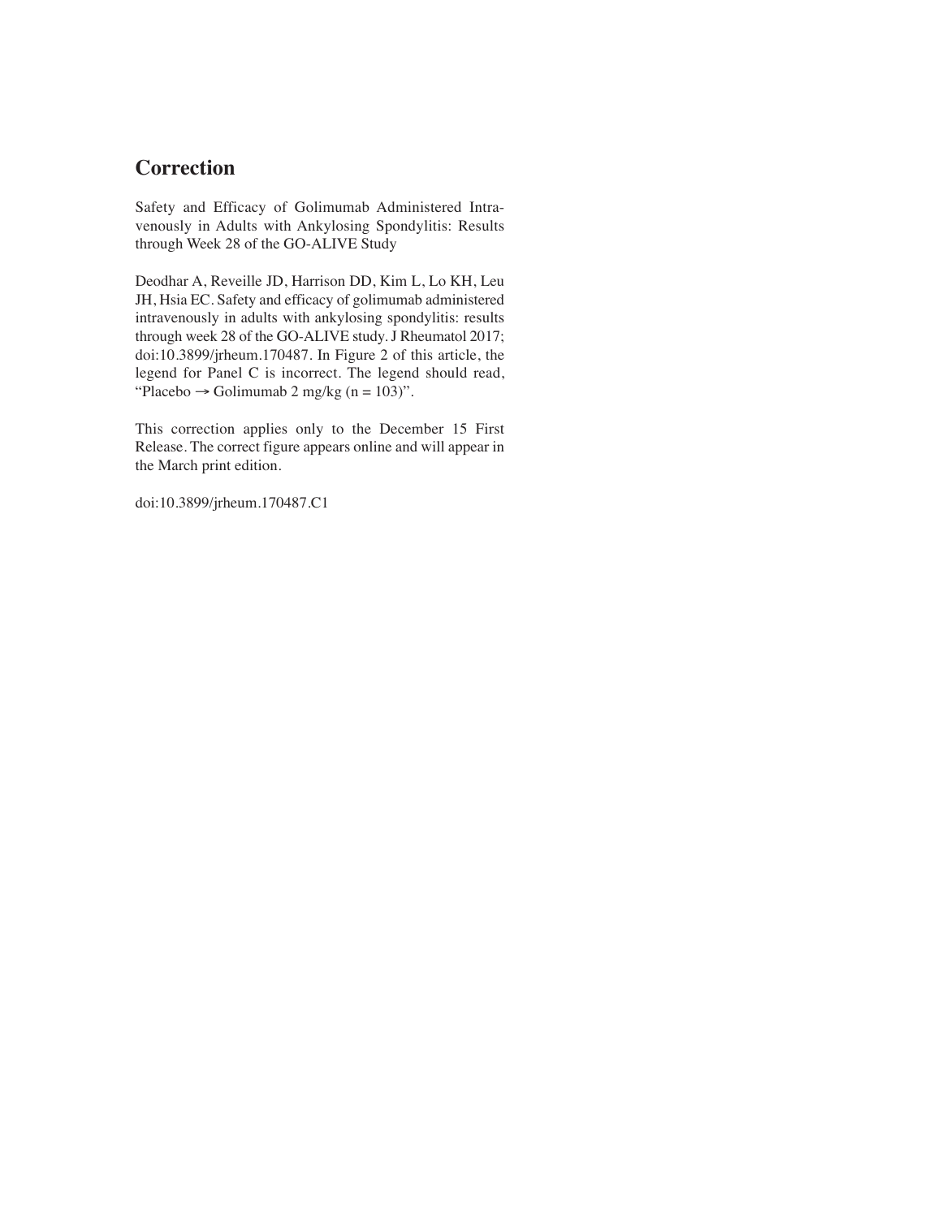# Correction

Safety and Efficacy of Golimumab Administered Intravenously in Adults with Ankylosing Spondylitis: Results through Week 28 of the GO-ALIVE Study

Deodhar A, Reveille JD, Harrison DD, Kim L, Lo KH, Leu JH, Hsia EC. Safety and efficacy of golimumab administered intravenously in adults with ankylosing spondylitis: results through week 28 of the GO-ALIVE study. J Rheumatol 2017; doi:10.3899/jrheum.170487. In Figure 2 of this article, the legend for Panel C is incorrect. The legend should read, "Placebo → Golimumab 2 mg/kg (n = 103)".

This correction applies only to the December 15 First Release. The correct figure appears online and will appear in the March print edition.

doi:10.3899/jrheum.170487.C1